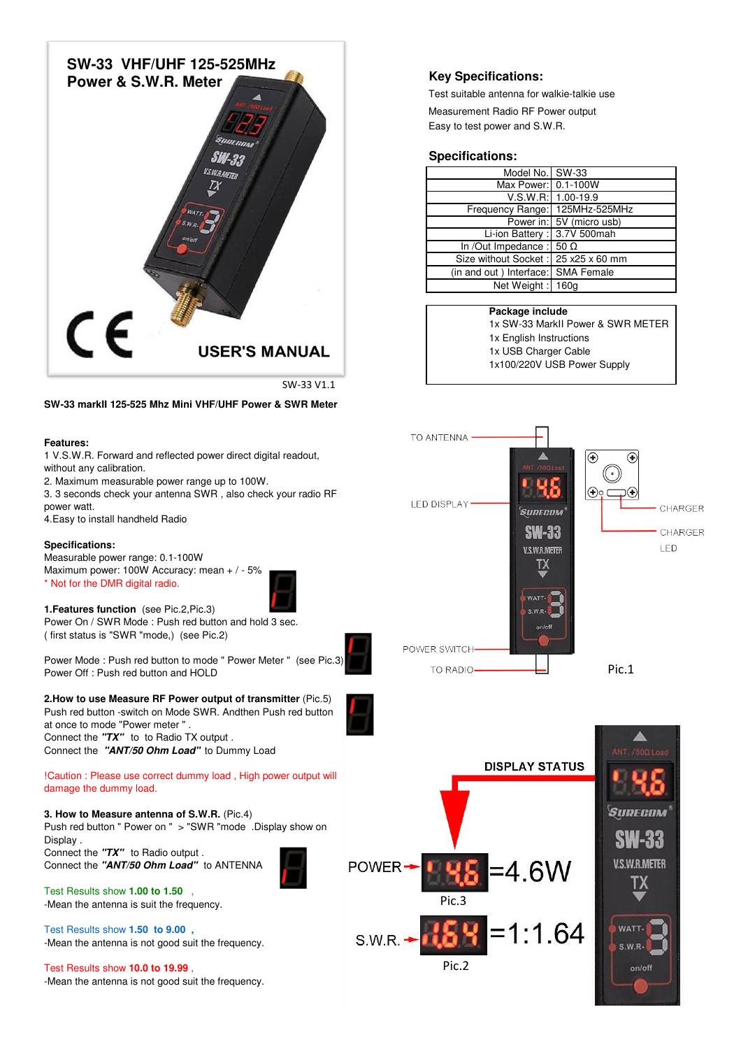# SW-33 VHF/UHF 125-525MHz Power & S.W.R. Meter

## USER'S MANUAL

SW-33 V1.1

**SW-33 markII 125-525 Mhz Mini VHF/UHF Power & SWR Meter**

## Key Specifications:

Test suitable antenna for walkie-talkie use

Measurement Radio RF Power output

Easy to test power and S.W.R.

## Specifications:

| | |
|---|---|
| Model No. | SW-33 |
| Max Power: | 0.1-100W |
| V.S.W.R: | 1.00-19.9 |
| Frequency Range: | 125MHz-525MHz |
| Power in: | 5V (micro usb) |
| Li-ion Battery : | 3.7V 500mah |
| In /Out Impedance : | 50 Ω |
| Size without Socket : | 25 x25 x 60 mm |
| (in and out ) Interface: | SMA Female |
| Net Weight : | 160g |

**Package include**

1x SW-33 MarkII Power & SWR METER

1x English Instructions

1x USB Charger Cable

1x100/220V USB Power Supply

**Features:**

1 V.S.W.R. Forward and reflected power direct digital readout, without any calibration.

2. Maximum measurable power range up to 100W.

3. 3 seconds check your antenna SWR , also check your radio RF power watt.

4.Easy to install handheld Radio

**Specifications:**

Measurable power range: 0.1-100W

Maximum power: 100W Accuracy: mean + / - 5%

* Not for the DMR digital radio.

**1.Features function** (see Pic.2,Pic.3)

Power On / SWR Mode : Push red button and hold 3 sec.

( first status is "SWR "mode,) (see Pic.2)

Power Mode : Push red button to mode " Power Meter " (see Pic.3)

Power Off : Push red button and HOLD

**2.How to use Measure RF Power output of transmitter** (Pic.5)

Push red button -switch on Mode SWR. Andthen Push red button at once to mode "Power meter " .

Connect the ***"TX"*** to to Radio TX output .

Connect the ***"ANT/50 Ohm Load"*** to Dummy Load

!Caution : Please use correct dummy load , High power output will damage the dummy load.

**3. How to Measure antenna of S.W.R.** (Pic.4)

Push red button " Power on " > "SWR "mode .Display show on Display .

Connect the ***"TX"*** to Radio output .

Connect the ***"ANT/50 Ohm Load"*** to ANTENNA

Test Results show **1.00 to 1.50** ,

-Mean the antenna is suit the frequency.

Test Results show **1.50 to 9.00** ,

-Mean the antenna is not good suit the frequency.

Test Results show **10.0 to 19.99** ,

-Mean the antenna is not good suit the frequency.

TO ANTENNA

LED DISPLAY

CHARGER

CHARGER LED

POWER SWITCH

TO RADIO

Pic.1

DISPLAY STATUS

POWER → 4.6 =4.6W

Pic.3

S.W.R. → 1.64 =1:1.64

Pic.2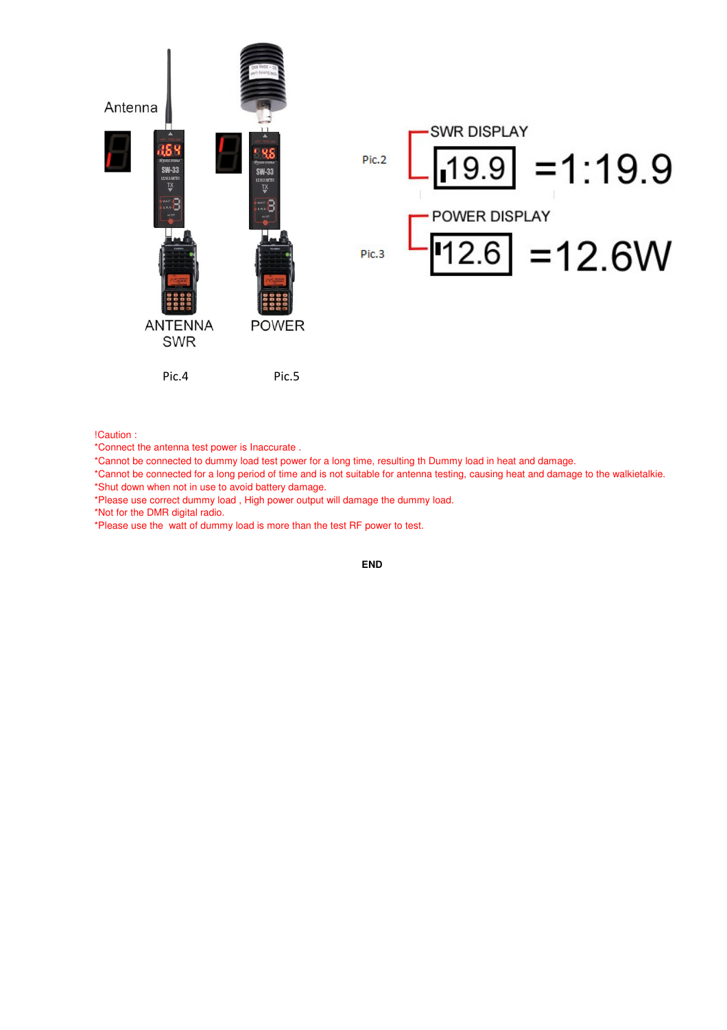Antenna

ANTENNA SWR

POWER

Pic.4

Pic.5

Pic.2

SWR DISPLAY

19.9 =1:19.9

Pic.3

POWER DISPLAY

12.6 =12.6W

!Caution :

*Connect the antenna test power is Inaccurate .

*Cannot be connected to dummy load test power for a long time, resulting th Dummy load in heat and damage.

*Cannot be connected for a long period of time and is not suitable for antenna testing, causing heat and damage to the walkietalkie.

*Shut down when not in use to avoid battery damage.

*Please use correct dummy load , High power output will damage the dummy load.

*Not for the DMR digital radio.

*Please use the watt of dummy load is more than the test RF power to test.

**END**